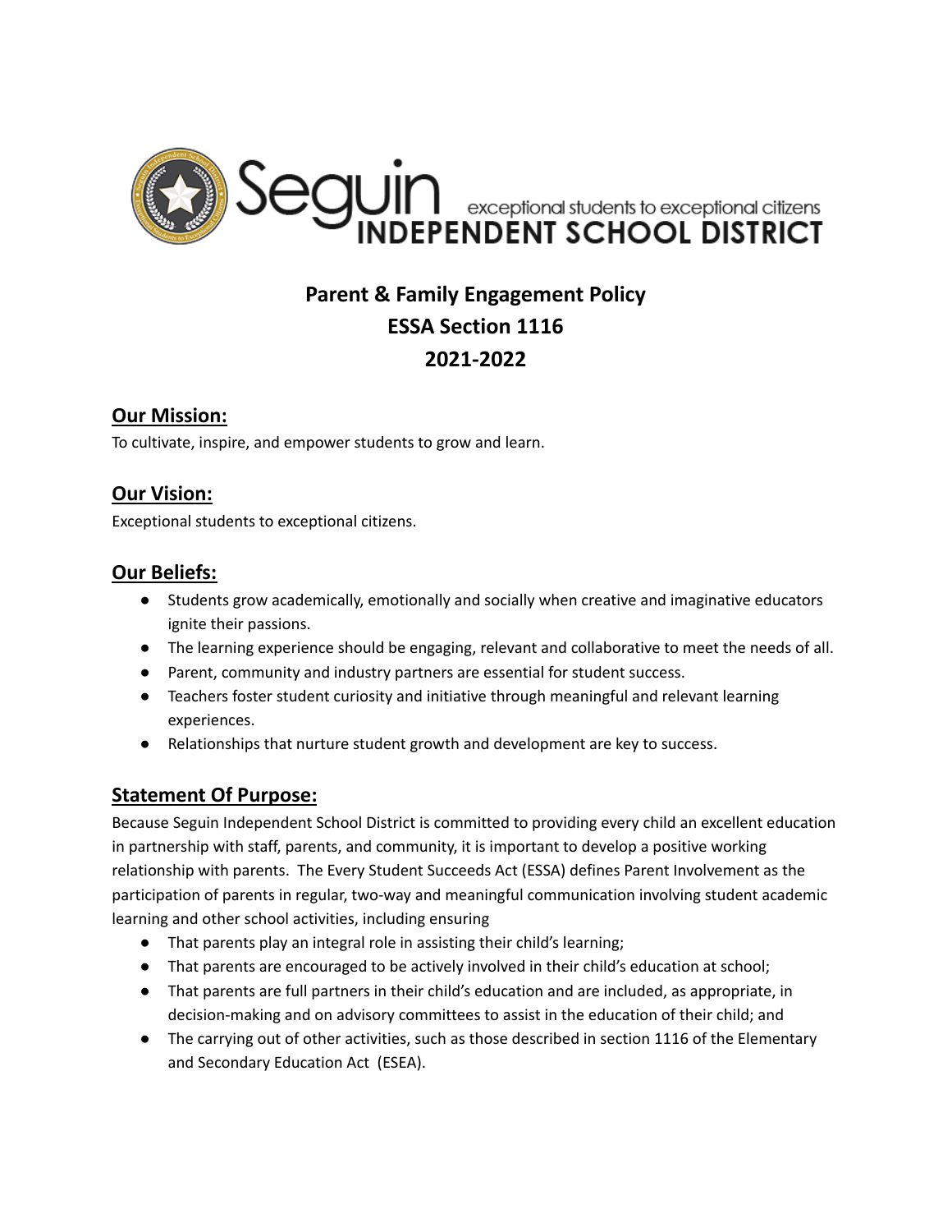Seguin INDEPENDENT SCHOOL DISTRICT exceptional students to exceptional citizens

# Parent & Family Engagement Policy
# ESSA Section 1116
# 2021-2022

## Our Mission:

To cultivate, inspire, and empower students to grow and learn.

## Our Vision:

Exceptional students to exceptional citizens.

## Our Beliefs:

- Students grow academically, emotionally and socially when creative and imaginative educators ignite their passions.
- The learning experience should be engaging, relevant and collaborative to meet the needs of all.
- Parent, community and industry partners are essential for student success.
- Teachers foster student curiosity and initiative through meaningful and relevant learning experiences.
- Relationships that nurture student growth and development are key to success.

## Statement Of Purpose:

Because Seguin Independent School District is committed to providing every child an excellent education in partnership with staff, parents, and community, it is important to develop a positive working relationship with parents. The Every Student Succeeds Act (ESSA) defines Parent Involvement as the participation of parents in regular, two-way and meaningful communication involving student academic learning and other school activities, including ensuring

- That parents play an integral role in assisting their child's learning;
- That parents are encouraged to be actively involved in their child's education at school;
- That parents are full partners in their child's education and are included, as appropriate, in decision-making and on advisory committees to assist in the education of their child; and
- The carrying out of other activities, such as those described in section 1116 of the Elementary and Secondary Education Act (ESEA).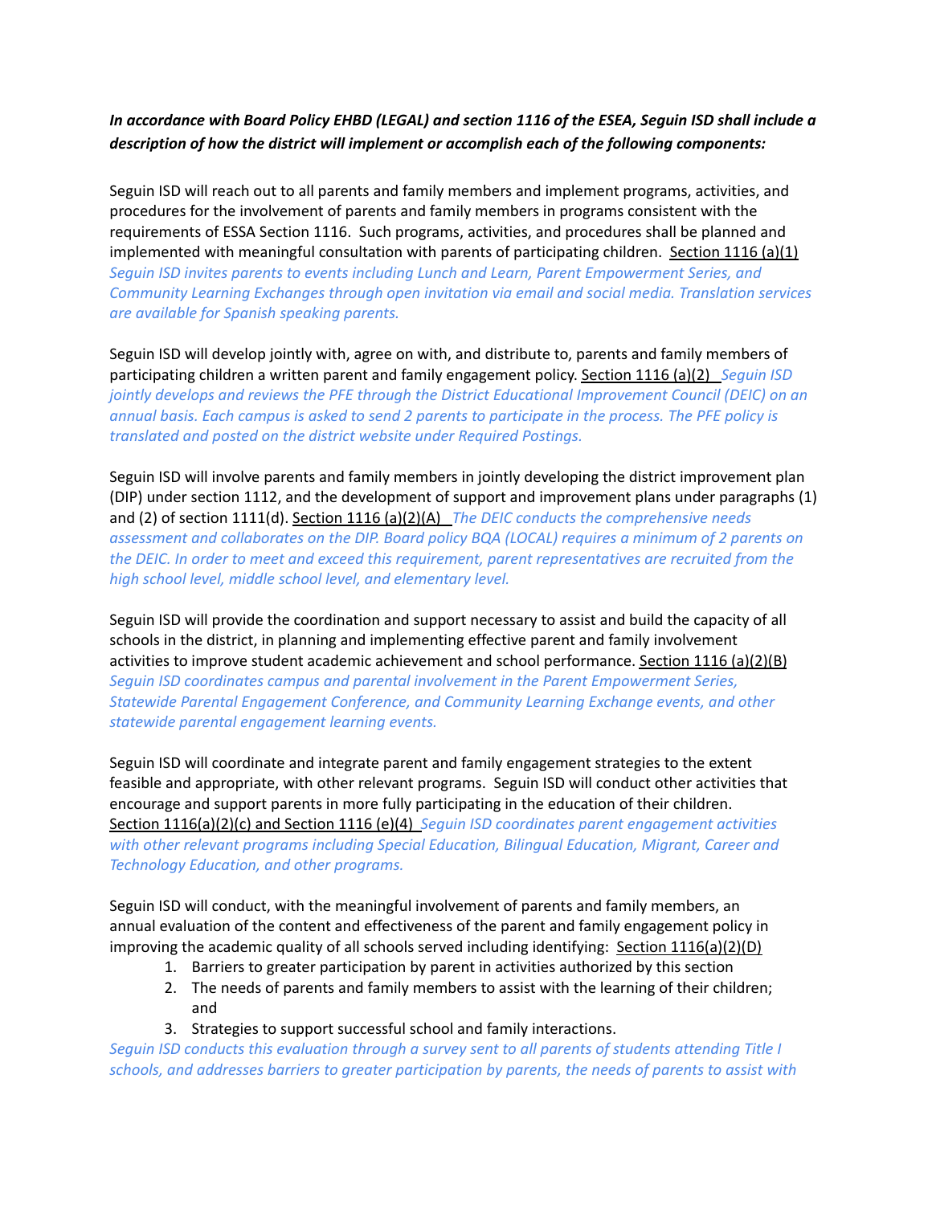***In accordance with Board Policy EHBD (LEGAL) and section 1116 of the ESEA, Seguin ISD shall include a description of how the district will implement or accomplish each of the following components:***

Seguin ISD will reach out to all parents and family members and implement programs, activities, and procedures for the involvement of parents and family members in programs consistent with the requirements of ESSA Section 1116. Such programs, activities, and procedures shall be planned and implemented with meaningful consultation with parents of participating children. Section 1116 (a)(1) *Seguin ISD invites parents to events including Lunch and Learn, Parent Empowerment Series, and Community Learning Exchanges through open invitation via email and social media. Translation services are available for Spanish speaking parents.*

Seguin ISD will develop jointly with, agree on with, and distribute to, parents and family members of participating children a written parent and family engagement policy. Section 1116 (a)(2) *Seguin ISD jointly develops and reviews the PFE through the District Educational Improvement Council (DEIC) on an annual basis. Each campus is asked to send 2 parents to participate in the process. The PFE policy is translated and posted on the district website under Required Postings.*

Seguin ISD will involve parents and family members in jointly developing the district improvement plan (DIP) under section 1112, and the development of support and improvement plans under paragraphs (1) and (2) of section 1111(d). Section 1116 (a)(2)(A) *The DEIC conducts the comprehensive needs assessment and collaborates on the DIP. Board policy BQA (LOCAL) requires a minimum of 2 parents on the DEIC. In order to meet and exceed this requirement, parent representatives are recruited from the high school level, middle school level, and elementary level.*

Seguin ISD will provide the coordination and support necessary to assist and build the capacity of all schools in the district, in planning and implementing effective parent and family involvement activities to improve student academic achievement and school performance. Section 1116 (a)(2)(B) *Seguin ISD coordinates campus and parental involvement in the Parent Empowerment Series, Statewide Parental Engagement Conference, and Community Learning Exchange events, and other statewide parental engagement learning events.*

Seguin ISD will coordinate and integrate parent and family engagement strategies to the extent feasible and appropriate, with other relevant programs. Seguin ISD will conduct other activities that encourage and support parents in more fully participating in the education of their children. Section 1116(a)(2)(c) and Section 1116 (e)(4) *Seguin ISD coordinates parent engagement activities with other relevant programs including Special Education, Bilingual Education, Migrant, Career and Technology Education, and other programs.*

Seguin ISD will conduct, with the meaningful involvement of parents and family members, an annual evaluation of the content and effectiveness of the parent and family engagement policy in improving the academic quality of all schools served including identifying: Section 1116(a)(2)(D)

1. Barriers to greater participation by parent in activities authorized by this section
2. The needs of parents and family members to assist with the learning of their children; and
3. Strategies to support successful school and family interactions.

*Seguin ISD conducts this evaluation through a survey sent to all parents of students attending Title I schools, and addresses barriers to greater participation by parents, the needs of parents to assist with*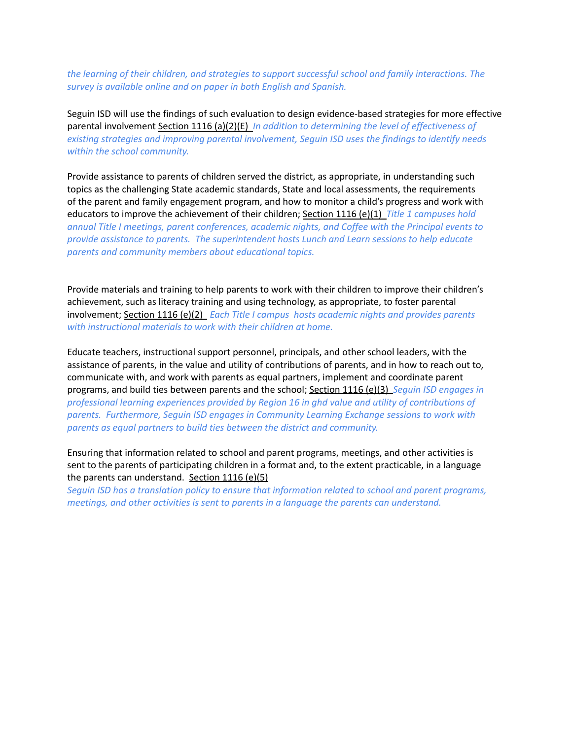*the learning of their children, and strategies to support successful school and family interactions. The survey is available online and on paper in both English and Spanish.*

Seguin ISD will use the findings of such evaluation to design evidence-based strategies for more effective parental involvement Section 1116 (a)(2)(E) *In addition to determining the level of effectiveness of existing strategies and improving parental involvement, Seguin ISD uses the findings to identify needs within the school community.*

Provide assistance to parents of children served the district, as appropriate, in understanding such topics as the challenging State academic standards, State and local assessments, the requirements of the parent and family engagement program, and how to monitor a child's progress and work with educators to improve the achievement of their children; Section 1116 (e)(1) *Title 1 campuses hold annual Title I meetings, parent conferences, academic nights, and Coffee with the Principal events to provide assistance to parents. The superintendent hosts Lunch and Learn sessions to help educate parents and community members about educational topics.*

Provide materials and training to help parents to work with their children to improve their children's achievement, such as literacy training and using technology, as appropriate, to foster parental involvement; Section 1116 (e)(2) *Each Title I campus hosts academic nights and provides parents with instructional materials to work with their children at home.*

Educate teachers, instructional support personnel, principals, and other school leaders, with the assistance of parents, in the value and utility of contributions of parents, and in how to reach out to, communicate with, and work with parents as equal partners, implement and coordinate parent programs, and build ties between parents and the school; Section 1116 (e)(3) *Seguin ISD engages in professional learning experiences provided by Region 16 in ghd value and utility of contributions of parents. Furthermore, Seguin ISD engages in Community Learning Exchange sessions to work with parents as equal partners to build ties between the district and community.*

Ensuring that information related to school and parent programs, meetings, and other activities is sent to the parents of participating children in a format and, to the extent practicable, in a language the parents can understand. Section 1116 (e)(5)
*Seguin ISD has a translation policy to ensure that information related to school and parent programs, meetings, and other activities is sent to parents in a language the parents can understand.*